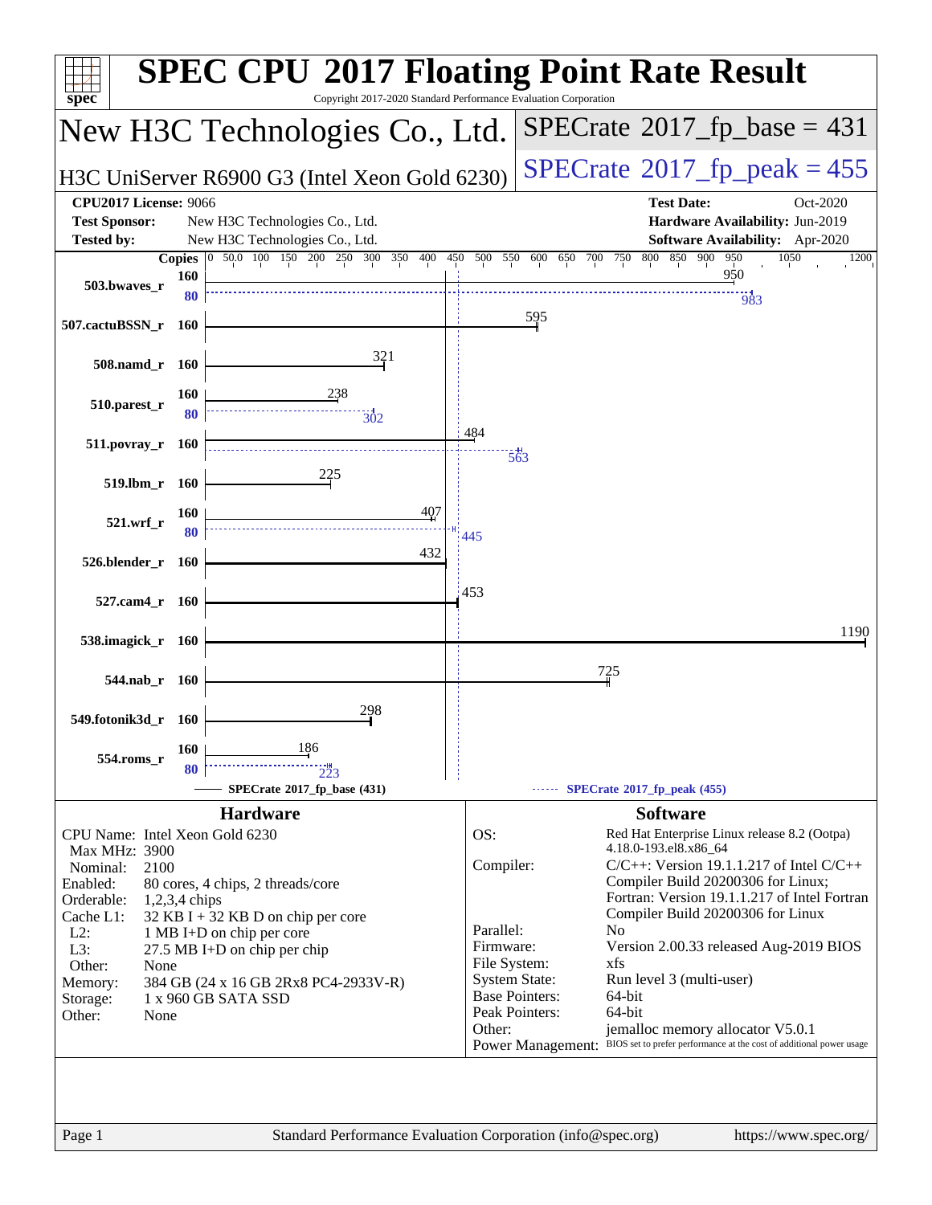# SPEC CPU 2017 Floating Point Rate Result

Copyright 2017-2020 Standard Performance Evaluation Corporation

## New H3C Technologies Co., Ltd.

**H3C UniServer R6900 G3 (Intel Xeon Gold 6230)**

SPECrate 2017_fp_base = 431

SPECrate 2017_fp_peak = 455

| | | | |
|---|---|---|---|
| **CPU2017 License:** | 9066 | **Test Date:** | Oct-2020 |
| **Test Sponsor:** | New H3C Technologies Co., Ltd. | **Hardware Availability:** | Jun-2019 |
| **Tested by:** | New H3C Technologies Co., Ltd. | **Software Availability:** | Apr-2020 |

| Benchmark | Copies (base) | Base | Copies (peak) | Peak |
|---|---|---|---|---|
| 503.bwaves_r | 160 | 950 | 80 | 983 |
| 507.cactuBSSN_r | 160 | 595 | | |
| 508.namd_r | 160 | 321 | | |
| 510.parest_r | 160 | 238 | 80 | 302 |
| 511.povray_r | 160 | 484 | 160 | 563 |
| 519.lbm_r | 160 | 225 | | |
| 521.wrf_r | 160 | 407 | 80 | 445 |
| 526.blender_r | 160 | 432 | | |
| 527.cam4_r | 160 | 453 | | |
| 538.imagick_r | 160 | 1190 | | |
| 544.nab_r | 160 | 725 | | |
| 549.fotonik3d_r | 160 | 298 | | |
| 554.roms_r | 160 | 186 | 80 | 223 |

SPECrate 2017_fp_base (431) — SPECrate 2017_fp_peak (455)

### Hardware

| | |
|---|---|
| CPU Name: | Intel Xeon Gold 6230 |
| Max MHz: | 3900 |
| Nominal: | 2100 |
| Enabled: | 80 cores, 4 chips, 2 threads/core |
| Orderable: | 1,2,3,4 chips |
| Cache L1: | 32 KB I + 32 KB D on chip per core |
| L2: | 1 MB I+D on chip per core |
| L3: | 27.5 MB I+D on chip per chip |
| Other: | None |
| Memory: | 384 GB (24 x 16 GB 2Rx8 PC4-2933V-R) |
| Storage: | 1 x 960 GB SATA SSD |
| Other: | None |

### Software

| | |
|---|---|
| OS: | Red Hat Enterprise Linux release 8.2 (Ootpa) 4.18.0-193.el8.x86_64 |
| Compiler: | C/C++: Version 19.1.1.217 of Intel C/C++ Compiler Build 20200306 for Linux; Fortran: Version 19.1.1.217 of Intel Fortran Compiler Build 20200306 for Linux |
| Parallel: | No |
| Firmware: | Version 2.00.33 released Aug-2019 BIOS |
| File System: | xfs |
| System State: | Run level 3 (multi-user) |
| Base Pointers: | 64-bit |
| Peak Pointers: | 64-bit |
| Other: | jemalloc memory allocator V5.0.1 |
| Power Management: | BIOS set to prefer performance at the cost of additional power usage |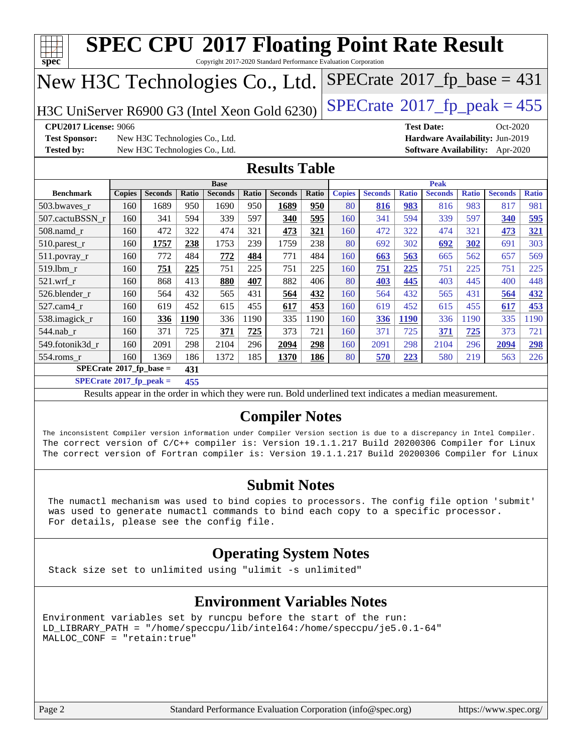# SPEC CPU 2017 Floating Point Rate Result

Copyright 2017-2020 Standard Performance Evaluation Corporation

## New H3C Technologies Co., Ltd.

H3C UniServer R6900 G3 (Intel Xeon Gold 6230)

SPECrate 2017_fp_base = 431

SPECrate 2017_fp_peak = 455

**CPU2017 License:** 9066
**Test Sponsor:** New H3C Technologies Co., Ltd.
**Tested by:** New H3C Technologies Co., Ltd.
**Test Date:** Oct-2020
**Hardware Availability:** Jun-2019
**Software Availability:** Apr-2020

## Results Table

| | Base | | | | | | | Peak | | | | | | |
|---|---|---|---|---|---|---|---|---|---|---|---|---|---|---|
| **Benchmark** | **Copies** | **Seconds** | **Ratio** | **Seconds** | **Ratio** | **Seconds** | **Ratio** | **Copies** | **Seconds** | **Ratio** | **Seconds** | **Ratio** | **Seconds** | **Ratio** |
| 503.bwaves_r | 160 | 1689 | 950 | 1690 | 950 | **1689** | **950** | 80 | **816** | **983** | 816 | 983 | 817 | 981 |
| 507.cactuBSSN_r | 160 | 341 | 594 | 339 | 597 | **340** | **595** | 160 | 341 | 594 | 339 | 597 | **340** | **595** |
| 508.namd_r | 160 | 472 | 322 | 474 | 321 | **473** | **321** | 160 | 472 | 322 | 474 | 321 | **473** | **321** |
| 510.parest_r | 160 | **1757** | **238** | 1753 | 239 | 1759 | 238 | 80 | 692 | 302 | **692** | **302** | 691 | 303 |
| 511.povray_r | 160 | 772 | 484 | **772** | **484** | 771 | 484 | 160 | **663** | **563** | 665 | 562 | 657 | 569 |
| 519.lbm_r | 160 | **751** | **225** | 751 | 225 | 751 | 225 | 160 | **751** | **225** | 751 | 225 | 751 | 225 |
| 521.wrf_r | 160 | 868 | 413 | **880** | **407** | 882 | 406 | 80 | **403** | **445** | 403 | 445 | 400 | 448 |
| 526.blender_r | 160 | 564 | 432 | 565 | 431 | **564** | **432** | 160 | 564 | 432 | 565 | 431 | **564** | **432** |
| 527.cam4_r | 160 | 619 | 452 | 615 | 455 | **617** | **453** | 160 | 619 | 452 | 615 | 455 | **617** | **453** |
| 538.imagick_r | 160 | **336** | **1190** | 336 | 1190 | 335 | 1190 | 160 | **336** | **1190** | 336 | 1190 | 335 | 1190 |
| 544.nab_r | 160 | 371 | 725 | **371** | **725** | 373 | 721 | 160 | 371 | 725 | **371** | **725** | 373 | 721 |
| 549.fotonik3d_r | 160 | 2091 | 298 | 2104 | 296 | **2094** | **298** | 160 | 2091 | 298 | 2104 | 296 | **2094** | **298** |
| 554.roms_r | 160 | 1369 | 186 | 1372 | 185 | **1370** | **186** | 80 | **570** | **223** | 580 | 219 | 563 | 226 |

**SPECrate 2017_fp_base = 431**

**SPECrate 2017_fp_peak = 455**

Results appear in the order in which they were run. Bold underlined text indicates a median measurement.

## Compiler Notes

The inconsistent Compiler version information under Compiler Version section is due to a discrepancy in Intel Compiler.
The correct version of C/C++ compiler is: Version 19.1.1.217 Build 20200306 Compiler for Linux
The correct version of Fortran compiler is: Version 19.1.1.217 Build 20200306 Compiler for Linux

## Submit Notes

The numactl mechanism was used to bind copies to processors. The config file option 'submit' was used to generate numactl commands to bind each copy to a specific processor.
For details, please see the config file.

## Operating System Notes

Stack size set to unlimited using "ulimit -s unlimited"

## Environment Variables Notes

```
Environment variables set by runcpu before the start of the run:
LD_LIBRARY_PATH = "/home/speccpu/lib/intel64:/home/speccpu/je5.0.1-64"
MALLOC_CONF = "retain:true"
```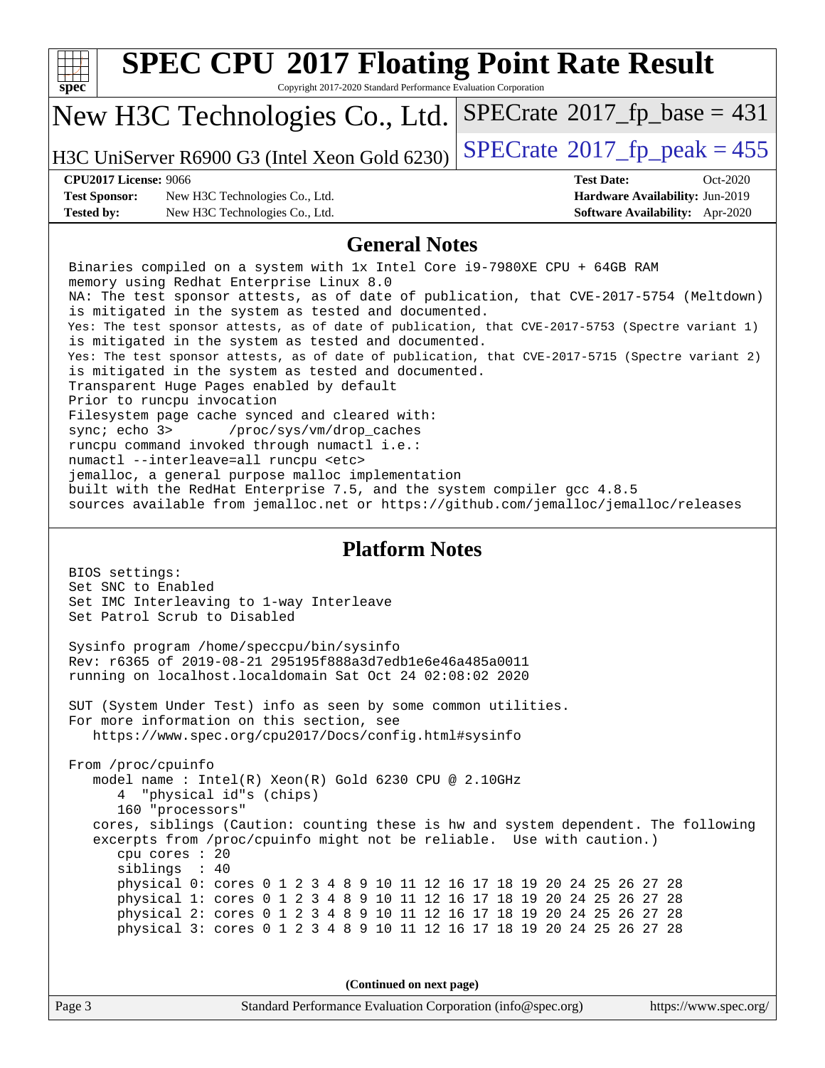# SPEC CPU 2017 Floating Point Rate Result

Copyright 2017-2020 Standard Performance Evaluation Corporation

## New H3C Technologies Co., Ltd.

H3C UniServer R6900 G3 (Intel Xeon Gold 6230)

SPECrate 2017_fp_base = 431

SPECrate 2017_fp_peak = 455

**CPU2017 License:** 9066
**Test Sponsor:** New H3C Technologies Co., Ltd.
**Tested by:** New H3C Technologies Co., Ltd.

**Test Date:** Oct-2020
**Hardware Availability:** Jun-2019
**Software Availability:** Apr-2020

## General Notes

```
Binaries compiled on a system with 1x Intel Core i9-7980XE CPU + 64GB RAM
memory using Redhat Enterprise Linux 8.0
NA: The test sponsor attests, as of date of publication, that CVE-2017-5754 (Meltdown)
is mitigated in the system as tested and documented.
Yes: The test sponsor attests, as of date of publication, that CVE-2017-5753 (Spectre variant 1)
is mitigated in the system as tested and documented.
Yes: The test sponsor attests, as of date of publication, that CVE-2017-5715 (Spectre variant 2)
is mitigated in the system as tested and documented.
Transparent Huge Pages enabled by default
Prior to runcpu invocation
Filesystem page cache synced and cleared with:
sync; echo 3>       /proc/sys/vm/drop_caches
runcpu command invoked through numactl i.e.:
numactl --interleave=all runcpu <etc>
jemalloc, a general purpose malloc implementation
built with the RedHat Enterprise 7.5, and the system compiler gcc 4.8.5
sources available from jemalloc.net or https://github.com/jemalloc/jemalloc/releases
```

## Platform Notes

```
BIOS settings:
Set SNC to Enabled
Set IMC Interleaving to 1-way Interleave
Set Patrol Scrub to Disabled

Sysinfo program /home/speccpu/bin/sysinfo
Rev: r6365 of 2019-08-21 295195f888a3d7edb1e6e46a485a0011
running on localhost.localdomain Sat Oct 24 02:08:02 2020

SUT (System Under Test) info as seen by some common utilities.
For more information on this section, see
   https://www.spec.org/cpu2017/Docs/config.html#sysinfo

From /proc/cpuinfo
   model name : Intel(R) Xeon(R) Gold 6230 CPU @ 2.10GHz
      4  "physical id"s (chips)
      160 "processors"
   cores, siblings (Caution: counting these is hw and system dependent. The following
   excerpts from /proc/cpuinfo might not be reliable.  Use with caution.)
      cpu cores : 20
      siblings  : 40
      physical 0: cores 0 1 2 3 4 8 9 10 11 12 16 17 18 19 20 24 25 26 27 28
      physical 1: cores 0 1 2 3 4 8 9 10 11 12 16 17 18 19 20 24 25 26 27 28
      physical 2: cores 0 1 2 3 4 8 9 10 11 12 16 17 18 19 20 24 25 26 27 28
      physical 3: cores 0 1 2 3 4 8 9 10 11 12 16 17 18 19 20 24 25 26 27 28
```

**(Continued on next page)**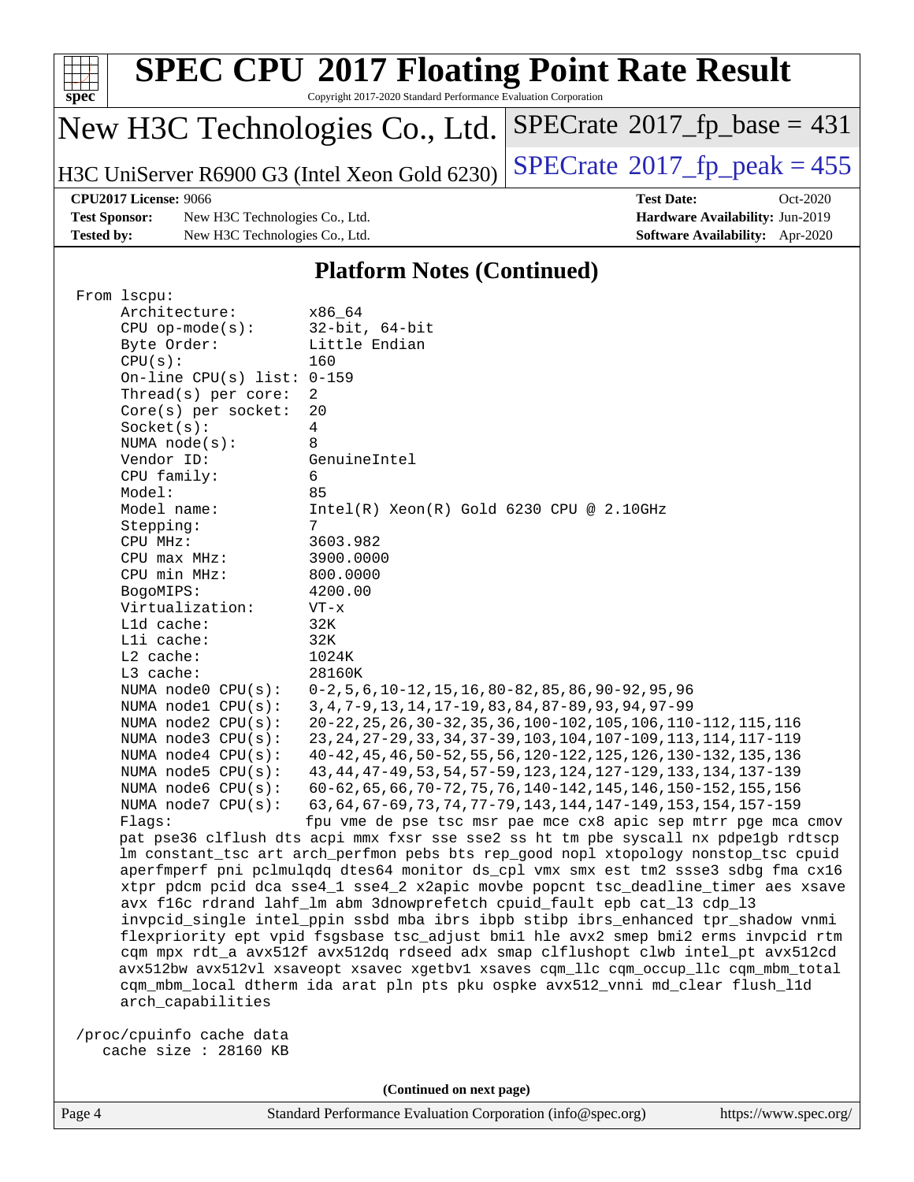# SPEC CPU 2017 Floating Point Rate Result

Copyright 2017-2020 Standard Performance Evaluation Corporation

**New H3C Technologies Co., Ltd.**

**H3C UniServer R6900 G3 (Intel Xeon Gold 6230)**

**SPECrate 2017_fp_base = 431**

**SPECrate 2017_fp_peak = 455**

**CPU2017 License:** 9066
**Test Sponsor:** New H3C Technologies Co., Ltd.
**Tested by:** New H3C Technologies Co., Ltd.
**Test Date:** Oct-2020
**Hardware Availability:** Jun-2019
**Software Availability:** Apr-2020

## Platform Notes (Continued)

```
From lscpu:
     Architecture:        x86_64
     CPU op-mode(s):      32-bit, 64-bit
     Byte Order:          Little Endian
     CPU(s):              160
     On-line CPU(s) list: 0-159
     Thread(s) per core:  2
     Core(s) per socket:  20
     Socket(s):           4
     NUMA node(s):        8
     Vendor ID:           GenuineIntel
     CPU family:          6
     Model:               85
     Model name:          Intel(R) Xeon(R) Gold 6230 CPU @ 2.10GHz
     Stepping:            7
     CPU MHz:             3603.982
     CPU max MHz:         3900.0000
     CPU min MHz:         800.0000
     BogoMIPS:            4200.00
     Virtualization:      VT-x
     L1d cache:           32K
     L1i cache:           32K
     L2 cache:            1024K
     L3 cache:            28160K
     NUMA node0 CPU(s):   0-2,5,6,10-12,15,16,80-82,85,86,90-92,95,96
     NUMA node1 CPU(s):   3,4,7-9,13,14,17-19,83,84,87-89,93,94,97-99
     NUMA node2 CPU(s):   20-22,25,26,30-32,35,36,100-102,105,106,110-112,115,116
     NUMA node3 CPU(s):   23,24,27-29,33,34,37-39,103,104,107-109,113,114,117-119
     NUMA node4 CPU(s):   40-42,45,46,50-52,55,56,120-122,125,126,130-132,135,136
     NUMA node5 CPU(s):   43,44,47-49,53,54,57-59,123,124,127-129,133,134,137-139
     NUMA node6 CPU(s):   60-62,65,66,70-72,75,76,140-142,145,146,150-152,155,156
     NUMA node7 CPU(s):   63,64,67-69,73,74,77-79,143,144,147-149,153,154,157-159
     Flags:               fpu vme de pse tsc msr pae mce cx8 apic sep mtrr pge mca cmov
     pat pse36 clflush dts acpi mmx fxsr sse sse2 ss ht tm pbe syscall nx pdpe1gb rdtscp
     lm constant_tsc art arch_perfmon pebs bts rep_good nopl xtopology nonstop_tsc cpuid
     aperfmperf pni pclmulqdq dtes64 monitor ds_cpl vmx smx est tm2 ssse3 sdbg fma cx16
     xtpr pdcm pcid dca sse4_1 sse4_2 x2apic movbe popcnt tsc_deadline_timer aes xsave
     avx f16c rdrand lahf_lm abm 3dnowprefetch cpuid_fault epb cat_l3 cdp_l3
     invpcid_single intel_ppin ssbd mba ibrs ibpb stibp ibrs_enhanced tpr_shadow vnmi
     flexpriority ept vpid fsgsbase tsc_adjust bmi1 hle avx2 smep bmi2 erms invpcid rtm
     cqm mpx rdt_a avx512f avx512dq rdseed adx smap clflushopt clwb intel_pt avx512cd
     avx512bw avx512vl xsaveopt xsavec xgetbv1 xsaves cqm_llc cqm_occup_llc cqm_mbm_total
     cqm_mbm_local dtherm ida arat pln pts pku ospke avx512_vnni md_clear flush_l1d
     arch_capabilities

 /proc/cpuinfo cache data
    cache size : 28160 KB
```

(Continued on next page)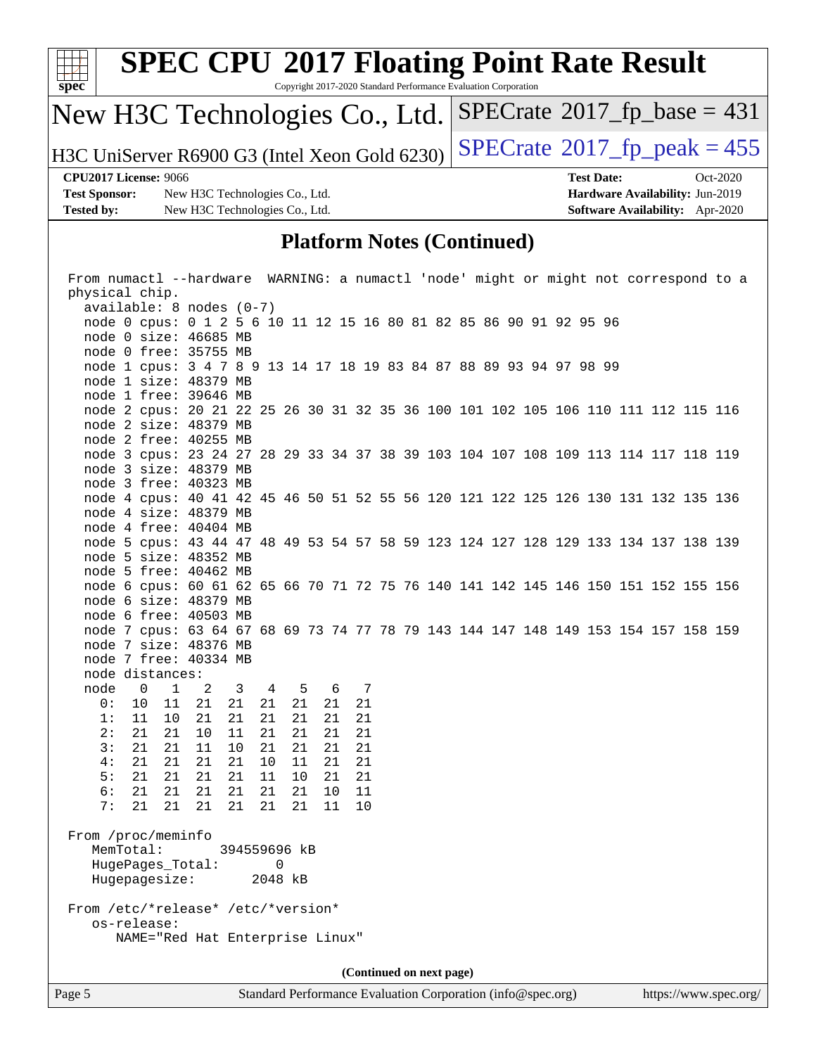## Platform Notes (Continued)

```
From numactl --hardware  WARNING: a numactl 'node' might or might not correspond to a
physical chip.
  available: 8 nodes (0-7)
  node 0 cpus: 0 1 2 5 6 10 11 12 15 16 80 81 82 85 86 90 91 92 95 96
  node 0 size: 46685 MB
  node 0 free: 35755 MB
  node 1 cpus: 3 4 7 8 9 13 14 17 18 19 83 84 87 88 89 93 94 97 98 99
  node 1 size: 48379 MB
  node 1 free: 39646 MB
  node 2 cpus: 20 21 22 25 26 30 31 32 35 36 100 101 102 105 106 110 111 112 115 116
  node 2 size: 48379 MB
  node 2 free: 40255 MB
  node 3 cpus: 23 24 27 28 29 33 34 37 38 39 103 104 107 108 109 113 114 117 118 119
  node 3 size: 48379 MB
  node 3 free: 40323 MB
  node 4 cpus: 40 41 42 45 46 50 51 52 55 56 120 121 122 125 126 130 131 132 135 136
  node 4 size: 48379 MB
  node 4 free: 40404 MB
  node 5 cpus: 43 44 47 48 49 53 54 57 58 59 123 124 127 128 129 133 134 137 138 139
  node 5 size: 48352 MB
  node 5 free: 40462 MB
  node 6 cpus: 60 61 62 65 66 70 71 72 75 76 140 141 142 145 146 150 151 152 155 156
  node 6 size: 48379 MB
  node 6 free: 40503 MB
  node 7 cpus: 63 64 67 68 69 73 74 77 78 79 143 144 147 148 149 153 154 157 158 159
  node 7 size: 48376 MB
  node 7 free: 40334 MB
  node distances:
  node   0   1   2   3   4   5   6   7
    0:  10  11  21  21  21  21  21  21
    1:  11  10  21  21  21  21  21  21
    2:  21  21  10  11  21  21  21  21
    3:  21  21  11  10  21  21  21  21
    4:  21  21  21  21  10  11  21  21
    5:  21  21  21  21  11  10  21  21
    6:  21  21  21  21  21  21  10  11
    7:  21  21  21  21  21  21  11  10

From /proc/meminfo
   MemTotal:       394559696 kB
   HugePages_Total:       0
   Hugepagesize:       2048 kB

From /etc/*release* /etc/*version*
   os-release:
      NAME="Red Hat Enterprise Linux"
```

(Continued on next page)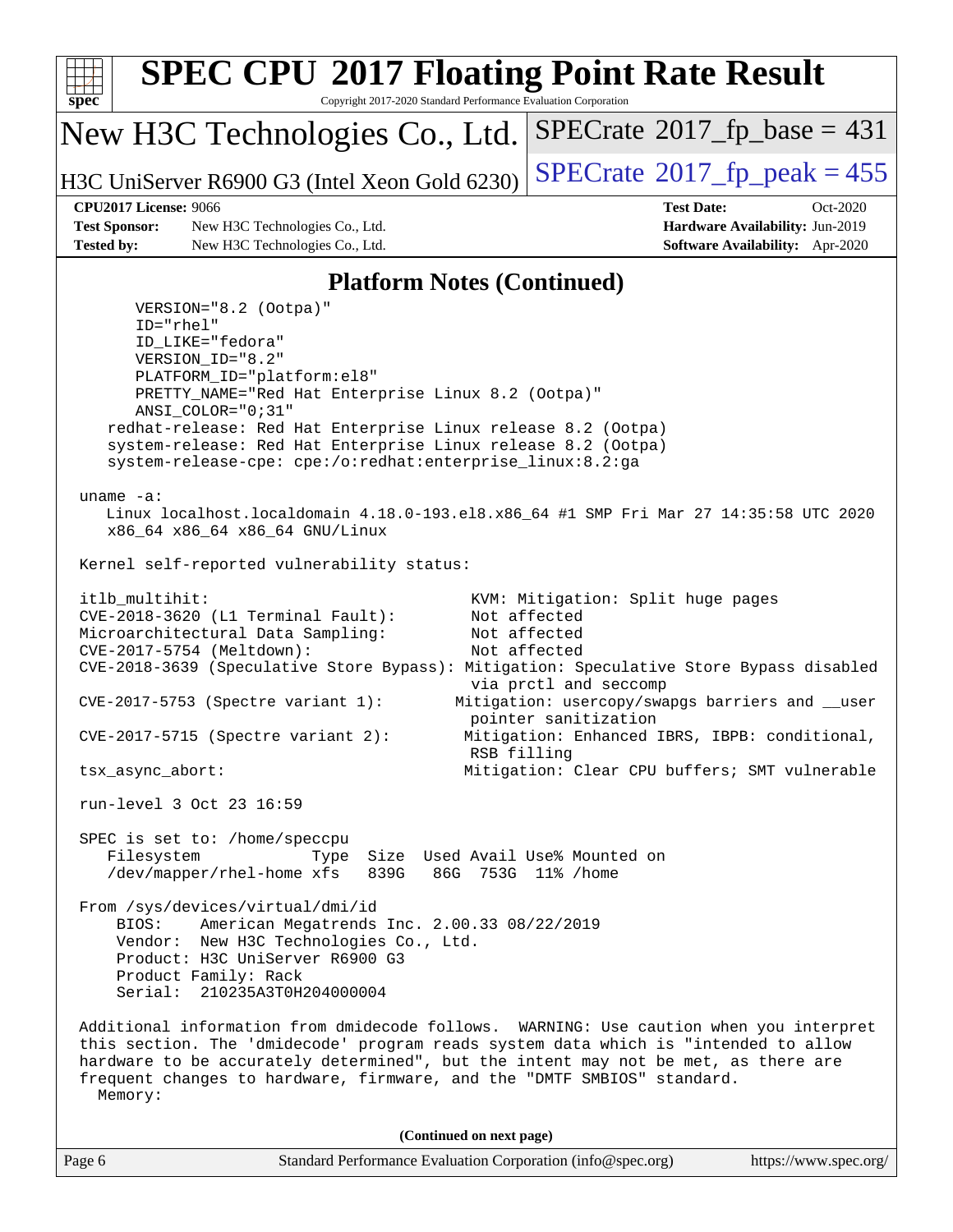## Platform Notes (Continued)

```
      VERSION="8.2 (Ootpa)"
      ID="rhel"
      ID_LIKE="fedora"
      VERSION_ID="8.2"
      PLATFORM_ID="platform:el8"
      PRETTY_NAME="Red Hat Enterprise Linux 8.2 (Ootpa)"
      ANSI_COLOR="0;31"
   redhat-release: Red Hat Enterprise Linux release 8.2 (Ootpa)
   system-release: Red Hat Enterprise Linux release 8.2 (Ootpa)
   system-release-cpe: cpe:/o:redhat:enterprise_linux:8.2:ga

 uname -a:
    Linux localhost.localdomain 4.18.0-193.el8.x86_64 #1 SMP Fri Mar 27 14:35:58 UTC 2020
    x86_64 x86_64 x86_64 GNU/Linux

 Kernel self-reported vulnerability status:

 itlb_multihit:                                   KVM: Mitigation: Split huge pages
 CVE-2018-3620 (L1 Terminal Fault):               Not affected
 Microarchitectural Data Sampling:                Not affected
 CVE-2017-5754 (Meltdown):                        Not affected
 CVE-2018-3639 (Speculative Store Bypass): Mitigation: Speculative Store Bypass disabled
                                                  via prctl and seccomp
 CVE-2017-5753 (Spectre variant 1):             Mitigation: usercopy/swapgs barriers and __user
                                                  pointer sanitization
 CVE-2017-5715 (Spectre variant 2):              Mitigation: Enhanced IBRS, IBPB: conditional,
                                                  RSB filling
 tsx_async_abort:                                 Mitigation: Clear CPU buffers; SMT vulnerable

 run-level 3 Oct 23 16:59

 SPEC is set to: /home/speccpu
    Filesystem             Type  Size  Used Avail Use% Mounted on
    /dev/mapper/rhel-home xfs   839G   86G  753G  11% /home

 From /sys/devices/virtual/dmi/id
     BIOS:    American Megatrends Inc. 2.00.33 08/22/2019
     Vendor:  New H3C Technologies Co., Ltd.
     Product: H3C UniServer R6900 G3
     Product Family: Rack
     Serial:  210235A3T0H204000004

 Additional information from dmidecode follows.  WARNING: Use caution when you interpret
 this section. The 'dmidecode' program reads system data which is "intended to allow
 hardware to be accurately determined", but the intent may not be met, as there are
 frequent changes to hardware, firmware, and the "DMTF SMBIOS" standard.
   Memory:
```

(Continued on next page)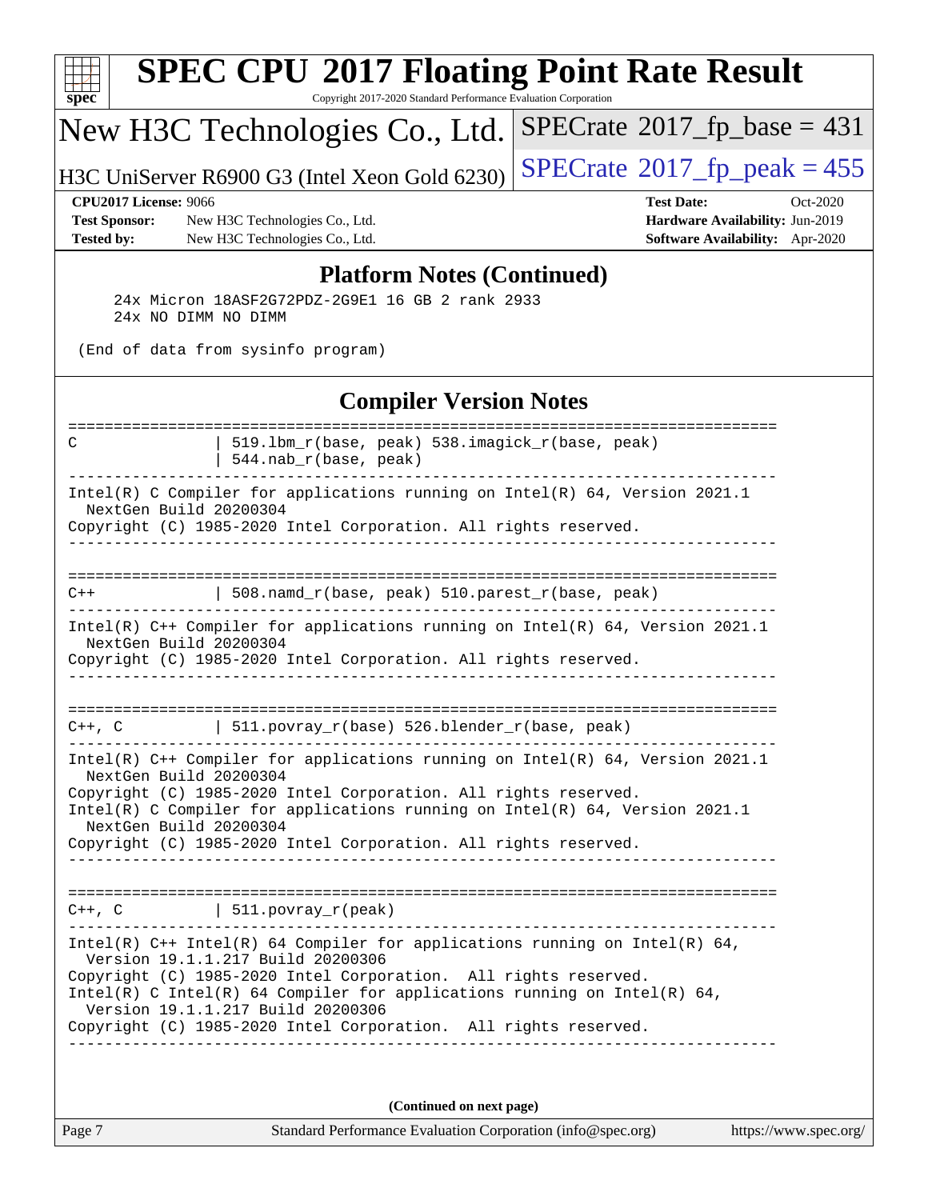# SPEC CPU 2017 Floating Point Rate Result

Copyright 2017-2020 Standard Performance Evaluation Corporation

## New H3C Technologies Co., Ltd.

H3C UniServer R6900 G3 (Intel Xeon Gold 6230)

SPECrate 2017_fp_base = 431

SPECrate 2017_fp_peak = 455

**CPU2017 License:** 9066
**Test Sponsor:** New H3C Technologies Co., Ltd.
**Tested by:** New H3C Technologies Co., Ltd.

**Test Date:** Oct-2020
**Hardware Availability:** Jun-2019
**Software Availability:** Apr-2020

### Platform Notes (Continued)

```
    24x Micron 18ASF2G72PDZ-2G9E1 16 GB 2 rank 2933
    24x NO DIMM NO DIMM

 (End of data from sysinfo program)
```

### Compiler Version Notes

```
==============================================================================
C               | 519.lbm_r(base, peak) 538.imagick_r(base, peak)
                | 544.nab_r(base, peak)
------------------------------------------------------------------------------
Intel(R) C Compiler for applications running on Intel(R) 64, Version 2021.1
  NextGen Build 20200304
Copyright (C) 1985-2020 Intel Corporation. All rights reserved.
------------------------------------------------------------------------------

==============================================================================
C++             | 508.namd_r(base, peak) 510.parest_r(base, peak)
------------------------------------------------------------------------------
Intel(R) C++ Compiler for applications running on Intel(R) 64, Version 2021.1
  NextGen Build 20200304
Copyright (C) 1985-2020 Intel Corporation. All rights reserved.
------------------------------------------------------------------------------

==============================================================================
C++, C          | 511.povray_r(base) 526.blender_r(base, peak)
------------------------------------------------------------------------------
Intel(R) C++ Compiler for applications running on Intel(R) 64, Version 2021.1
  NextGen Build 20200304
Copyright (C) 1985-2020 Intel Corporation. All rights reserved.
Intel(R) C Compiler for applications running on Intel(R) 64, Version 2021.1
  NextGen Build 20200304
Copyright (C) 1985-2020 Intel Corporation. All rights reserved.
------------------------------------------------------------------------------

==============================================================================
C++, C          | 511.povray_r(peak)
------------------------------------------------------------------------------
Intel(R) C++ Intel(R) 64 Compiler for applications running on Intel(R) 64,
  Version 19.1.1.217 Build 20200306
Copyright (C) 1985-2020 Intel Corporation.  All rights reserved.
Intel(R) C Intel(R) 64 Compiler for applications running on Intel(R) 64,
  Version 19.1.1.217 Build 20200306
Copyright (C) 1985-2020 Intel Corporation.  All rights reserved.
------------------------------------------------------------------------------
```

**(Continued on next page)**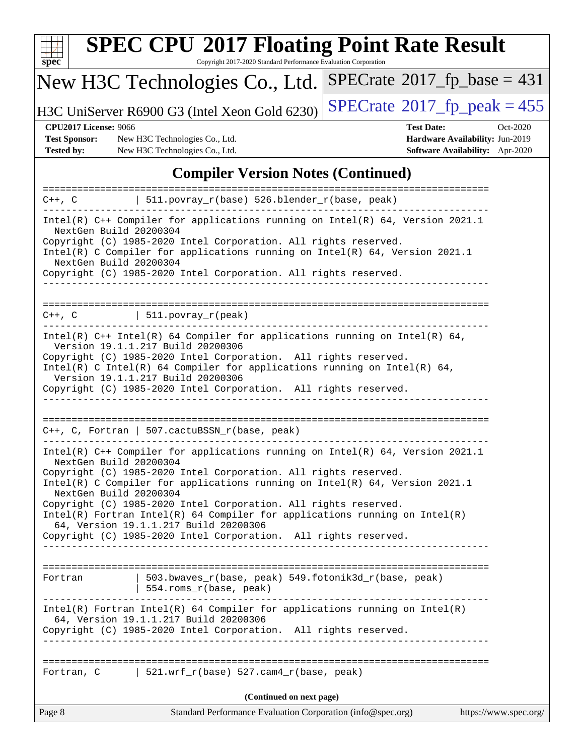## Compiler Version Notes (Continued)

```
==============================================================================
C++, C          | 511.povray_r(base) 526.blender_r(base, peak)
------------------------------------------------------------------------------
Intel(R) C++ Compiler for applications running on Intel(R) 64, Version 2021.1
  NextGen Build 20200304
Copyright (C) 1985-2020 Intel Corporation. All rights reserved.
Intel(R) C Compiler for applications running on Intel(R) 64, Version 2021.1
  NextGen Build 20200304
Copyright (C) 1985-2020 Intel Corporation. All rights reserved.
------------------------------------------------------------------------------

==============================================================================
C++, C          | 511.povray_r(peak)
------------------------------------------------------------------------------
Intel(R) C++ Intel(R) 64 Compiler for applications running on Intel(R) 64,
  Version 19.1.1.217 Build 20200306
Copyright (C) 1985-2020 Intel Corporation.  All rights reserved.
Intel(R) C Intel(R) 64 Compiler for applications running on Intel(R) 64,
  Version 19.1.1.217 Build 20200306
Copyright (C) 1985-2020 Intel Corporation.  All rights reserved.
------------------------------------------------------------------------------

==============================================================================
C++, C, Fortran | 507.cactuBSSN_r(base, peak)
------------------------------------------------------------------------------
Intel(R) C++ Compiler for applications running on Intel(R) 64, Version 2021.1
  NextGen Build 20200304
Copyright (C) 1985-2020 Intel Corporation. All rights reserved.
Intel(R) C Compiler for applications running on Intel(R) 64, Version 2021.1
  NextGen Build 20200304
Copyright (C) 1985-2020 Intel Corporation. All rights reserved.
Intel(R) Fortran Intel(R) 64 Compiler for applications running on Intel(R)
  64, Version 19.1.1.217 Build 20200306
Copyright (C) 1985-2020 Intel Corporation.  All rights reserved.
------------------------------------------------------------------------------

==============================================================================
Fortran         | 503.bwaves_r(base, peak) 549.fotonik3d_r(base, peak)
                | 554.roms_r(base, peak)
------------------------------------------------------------------------------
Intel(R) Fortran Intel(R) 64 Compiler for applications running on Intel(R)
  64, Version 19.1.1.217 Build 20200306
Copyright (C) 1985-2020 Intel Corporation.  All rights reserved.
------------------------------------------------------------------------------

==============================================================================
Fortran, C      | 521.wrf_r(base) 527.cam4_r(base, peak)
```

(Continued on next page)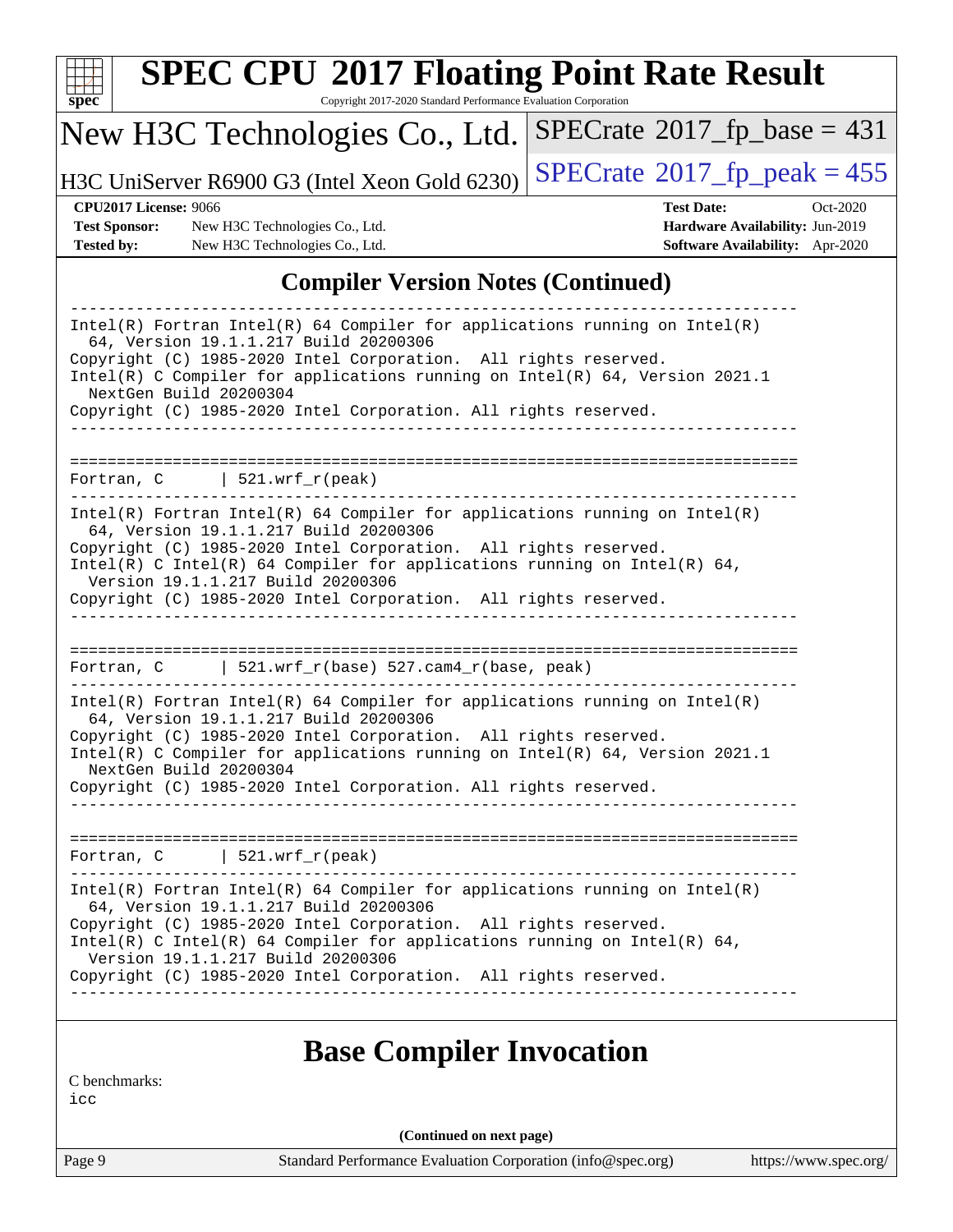## Compiler Version Notes (Continued)

```
------------------------------------------------------------------------------
Intel(R) Fortran Intel(R) 64 Compiler for applications running on Intel(R)
  64, Version 19.1.1.217 Build 20200306
Copyright (C) 1985-2020 Intel Corporation.  All rights reserved.
Intel(R) C Compiler for applications running on Intel(R) 64, Version 2021.1
  NextGen Build 20200304
Copyright (C) 1985-2020 Intel Corporation. All rights reserved.
------------------------------------------------------------------------------

==============================================================================
Fortran, C      | 521.wrf_r(peak)
------------------------------------------------------------------------------
Intel(R) Fortran Intel(R) 64 Compiler for applications running on Intel(R)
  64, Version 19.1.1.217 Build 20200306
Copyright (C) 1985-2020 Intel Corporation.  All rights reserved.
Intel(R) C Intel(R) 64 Compiler for applications running on Intel(R) 64,
  Version 19.1.1.217 Build 20200306
Copyright (C) 1985-2020 Intel Corporation.  All rights reserved.
------------------------------------------------------------------------------

==============================================================================
Fortran, C      | 521.wrf_r(base) 527.cam4_r(base, peak)
------------------------------------------------------------------------------
Intel(R) Fortran Intel(R) 64 Compiler for applications running on Intel(R)
  64, Version 19.1.1.217 Build 20200306
Copyright (C) 1985-2020 Intel Corporation.  All rights reserved.
Intel(R) C Compiler for applications running on Intel(R) 64, Version 2021.1
  NextGen Build 20200304
Copyright (C) 1985-2020 Intel Corporation. All rights reserved.
------------------------------------------------------------------------------

==============================================================================
Fortran, C      | 521.wrf_r(peak)
------------------------------------------------------------------------------
Intel(R) Fortran Intel(R) 64 Compiler for applications running on Intel(R)
  64, Version 19.1.1.217 Build 20200306
Copyright (C) 1985-2020 Intel Corporation.  All rights reserved.
Intel(R) C Intel(R) 64 Compiler for applications running on Intel(R) 64,
  Version 19.1.1.217 Build 20200306
Copyright (C) 1985-2020 Intel Corporation.  All rights reserved.
------------------------------------------------------------------------------
```

## Base Compiler Invocation

C benchmarks:
icc

(Continued on next page)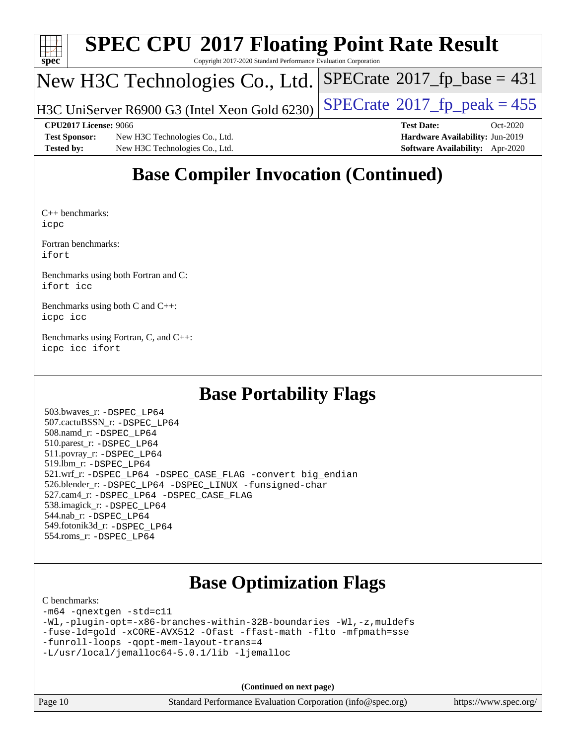## Base Compiler Invocation (Continued)

C++ benchmarks:
icpc

Fortran benchmarks:
ifort

Benchmarks using both Fortran and C:
ifort icc

Benchmarks using both C and C++:
icpc icc

Benchmarks using Fortran, C, and C++:
icpc icc ifort

## Base Portability Flags

503.bwaves_r: -DSPEC_LP64
507.cactuBSSN_r: -DSPEC_LP64
508.namd_r: -DSPEC_LP64
510.parest_r: -DSPEC_LP64
511.povray_r: -DSPEC_LP64
519.lbm_r: -DSPEC_LP64
521.wrf_r: -DSPEC_LP64 -DSPEC_CASE_FLAG -convert big_endian
526.blender_r: -DSPEC_LP64 -DSPEC_LINUX -funsigned-char
527.cam4_r: -DSPEC_LP64 -DSPEC_CASE_FLAG
538.imagick_r: -DSPEC_LP64
544.nab_r: -DSPEC_LP64
549.fotonik3d_r: -DSPEC_LP64
554.roms_r: -DSPEC_LP64

## Base Optimization Flags

C benchmarks:
-m64 -qnextgen -std=c11
-Wl,-plugin-opt=-x86-branches-within-32B-boundaries -Wl,-z,muldefs
-fuse-ld=gold -xCORE-AVX512 -Ofast -ffast-math -flto -mfpmath=sse
-funroll-loops -qopt-mem-layout-trans=4
-L/usr/local/jemalloc64-5.0.1/lib -ljemalloc

**(Continued on next page)**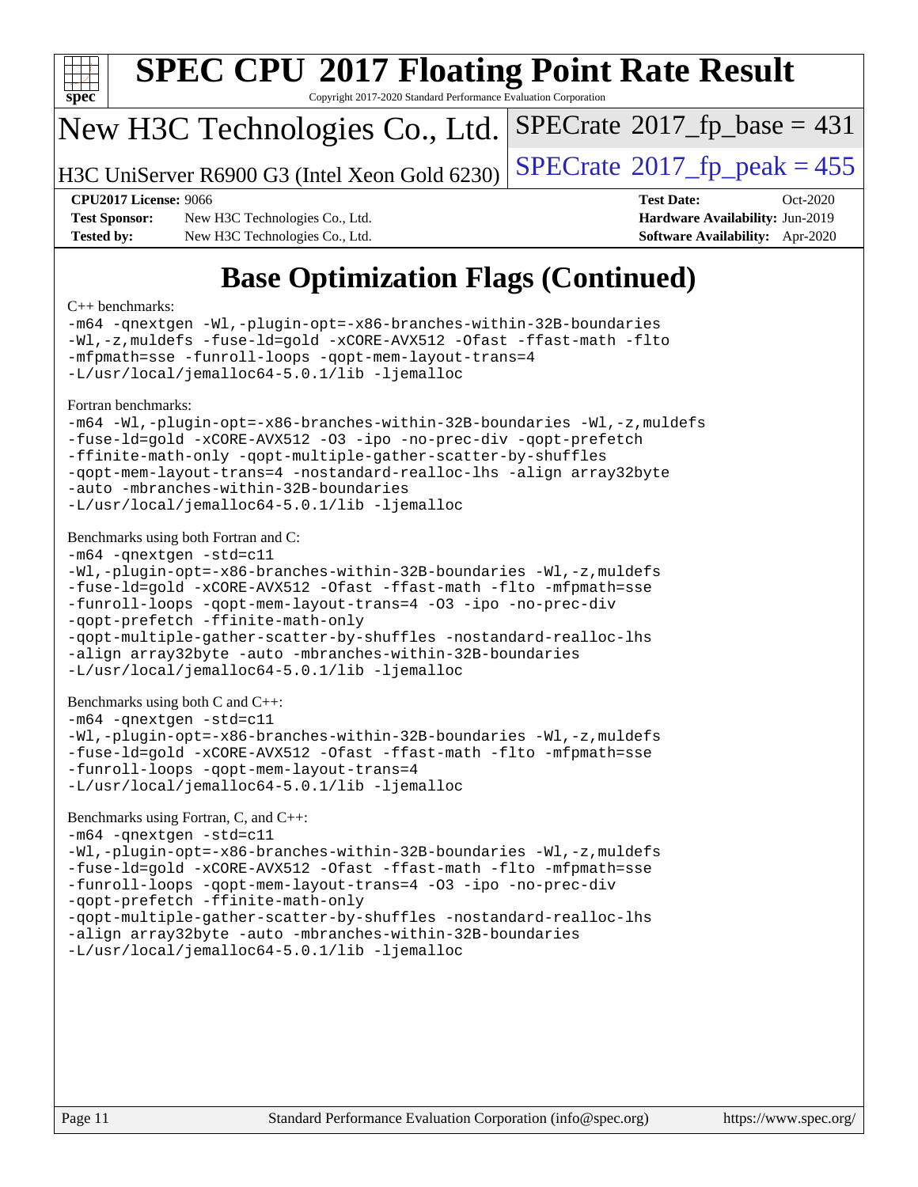# Base Optimization Flags (Continued)

C++ benchmarks:

```
-m64 -qnextgen -Wl,-plugin-opt=-x86-branches-within-32B-boundaries
-Wl,-z,muldefs -fuse-ld=gold -xCORE-AVX512 -Ofast -ffast-math -flto
-mfpmath=sse -funroll-loops -qopt-mem-layout-trans=4
-L/usr/local/jemalloc64-5.0.1/lib -ljemalloc
```

Fortran benchmarks:

```
-m64 -Wl,-plugin-opt=-x86-branches-within-32B-boundaries -Wl,-z,muldefs
-fuse-ld=gold -xCORE-AVX512 -O3 -ipo -no-prec-div -qopt-prefetch
-ffinite-math-only -qopt-multiple-gather-scatter-by-shuffles
-qopt-mem-layout-trans=4 -nostandard-realloc-lhs -align array32byte
-auto -mbranches-within-32B-boundaries
-L/usr/local/jemalloc64-5.0.1/lib -ljemalloc
```

Benchmarks using both Fortran and C:

```
-m64 -qnextgen -std=c11
-Wl,-plugin-opt=-x86-branches-within-32B-boundaries -Wl,-z,muldefs
-fuse-ld=gold -xCORE-AVX512 -Ofast -ffast-math -flto -mfpmath=sse
-funroll-loops -qopt-mem-layout-trans=4 -O3 -ipo -no-prec-div
-qopt-prefetch -ffinite-math-only
-qopt-multiple-gather-scatter-by-shuffles -nostandard-realloc-lhs
-align array32byte -auto -mbranches-within-32B-boundaries
-L/usr/local/jemalloc64-5.0.1/lib -ljemalloc
```

Benchmarks using both C and C++:

```
-m64 -qnextgen -std=c11
-Wl,-plugin-opt=-x86-branches-within-32B-boundaries -Wl,-z,muldefs
-fuse-ld=gold -xCORE-AVX512 -Ofast -ffast-math -flto -mfpmath=sse
-funroll-loops -qopt-mem-layout-trans=4
-L/usr/local/jemalloc64-5.0.1/lib -ljemalloc
```

Benchmarks using Fortran, C, and C++:

```
-m64 -qnextgen -std=c11
-Wl,-plugin-opt=-x86-branches-within-32B-boundaries -Wl,-z,muldefs
-fuse-ld=gold -xCORE-AVX512 -Ofast -ffast-math -flto -mfpmath=sse
-funroll-loops -qopt-mem-layout-trans=4 -O3 -ipo -no-prec-div
-qopt-prefetch -ffinite-math-only
-qopt-multiple-gather-scatter-by-shuffles -nostandard-realloc-lhs
-align array32byte -auto -mbranches-within-32B-boundaries
-L/usr/local/jemalloc64-5.0.1/lib -ljemalloc
```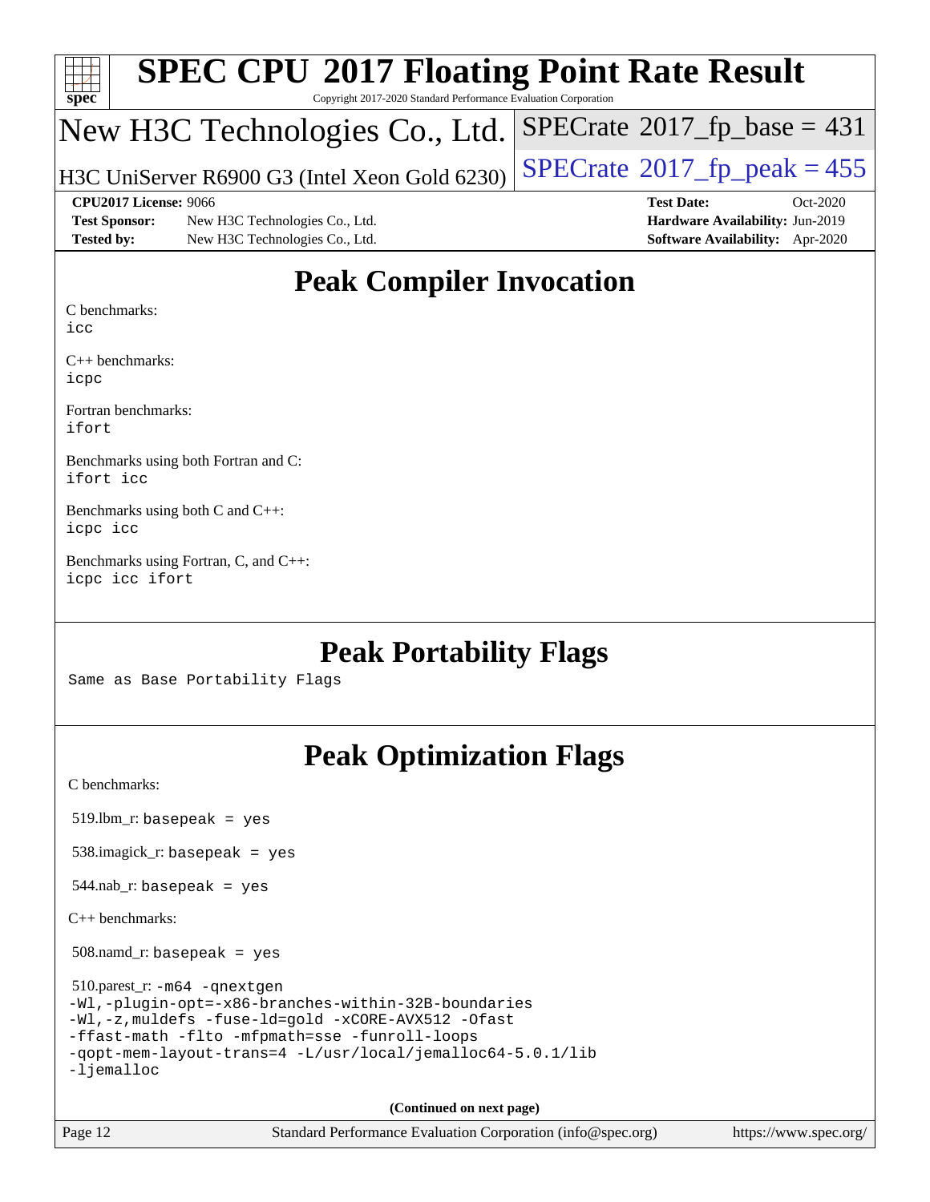# SPEC CPU 2017 Floating Point Rate Result

Copyright 2017-2020 Standard Performance Evaluation Corporation

## New H3C Technologies Co., Ltd.

H3C UniServer R6900 G3 (Intel Xeon Gold 6230)

SPECrate 2017_fp_base = 431

SPECrate 2017_fp_peak = 455

**CPU2017 License:** 9066
**Test Sponsor:** New H3C Technologies Co., Ltd.
**Tested by:** New H3C Technologies Co., Ltd.

**Test Date:** Oct-2020
**Hardware Availability:** Jun-2019
**Software Availability:** Apr-2020

## Peak Compiler Invocation

C benchmarks:
icc

C++ benchmarks:
icpc

Fortran benchmarks:
ifort

Benchmarks using both Fortran and C:
ifort icc

Benchmarks using both C and C++:
icpc icc

Benchmarks using Fortran, C, and C++:
icpc icc ifort

## Peak Portability Flags

Same as Base Portability Flags

## Peak Optimization Flags

C benchmarks:

519.lbm_r: basepeak = yes

538.imagick_r: basepeak = yes

544.nab_r: basepeak = yes

C++ benchmarks:

508.namd_r: basepeak = yes

510.parest_r: -m64 -qnextgen
-Wl,-plugin-opt=-x86-branches-within-32B-boundaries
-Wl,-z,muldefs -fuse-ld=gold -xCORE-AVX512 -Ofast
-ffast-math -flto -mfpmath=sse -funroll-loops
-qopt-mem-layout-trans=4 -L/usr/local/jemalloc64-5.0.1/lib
-ljemalloc

**(Continued on next page)**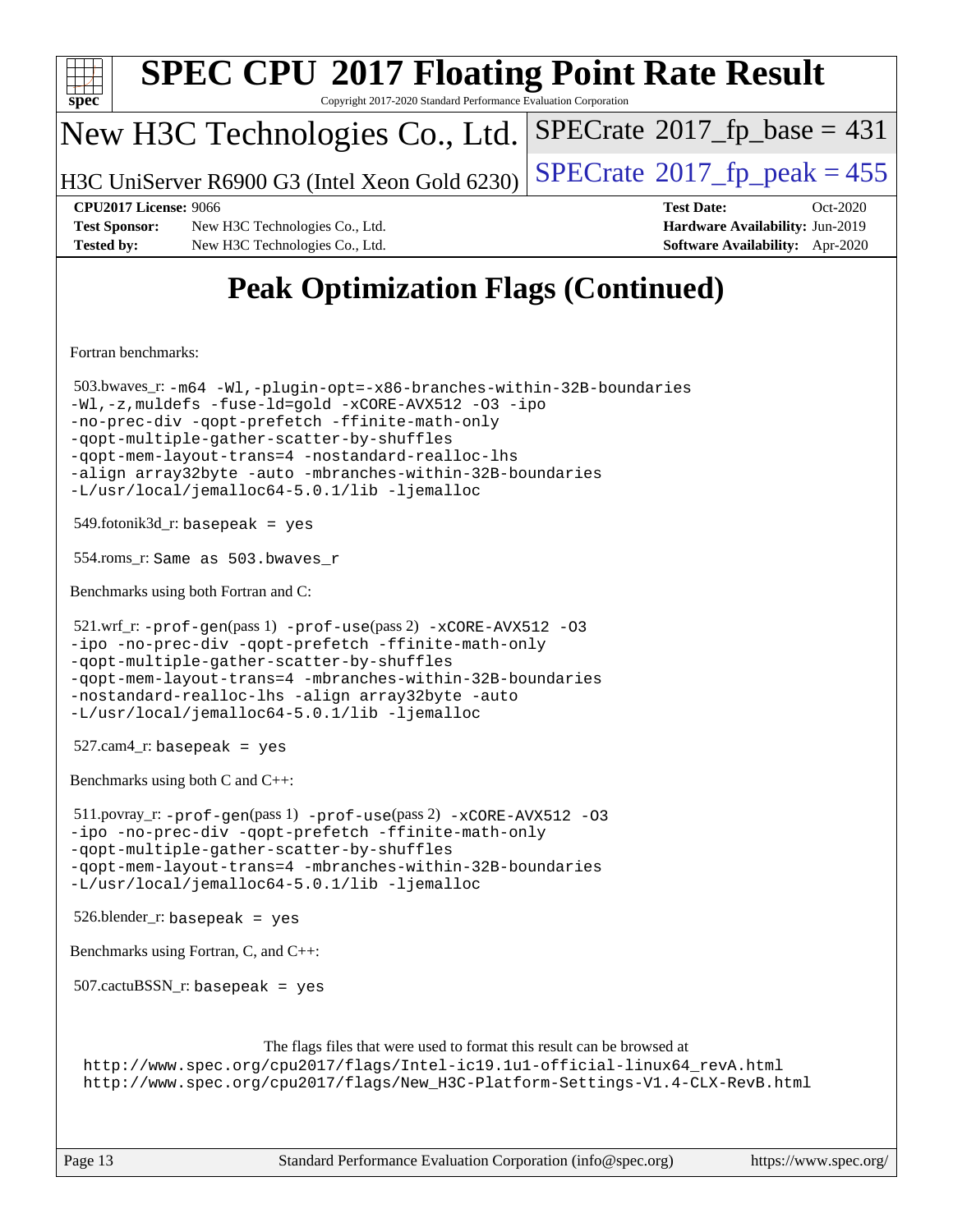# Peak Optimization Flags (Continued)

Fortran benchmarks:

503.bwaves_r: `-m64 -Wl,-plugin-opt=-x86-branches-within-32B-boundaries -Wl,-z,muldefs -fuse-ld=gold -xCORE-AVX512 -O3 -ipo -no-prec-div -qopt-prefetch -ffinite-math-only -qopt-multiple-gather-scatter-by-shuffles -qopt-mem-layout-trans=4 -nostandard-realloc-lhs -align array32byte -auto -mbranches-within-32B-boundaries -L/usr/local/jemalloc64-5.0.1/lib -ljemalloc`

549.fotonik3d_r: `basepeak = yes`

554.roms_r: `Same as 503.bwaves_r`

Benchmarks using both Fortran and C:

521.wrf_r: `-prof-gen`(pass 1) `-prof-use`(pass 2) `-xCORE-AVX512 -O3 -ipo -no-prec-div -qopt-prefetch -ffinite-math-only -qopt-multiple-gather-scatter-by-shuffles -qopt-mem-layout-trans=4 -mbranches-within-32B-boundaries -nostandard-realloc-lhs -align array32byte -auto -L/usr/local/jemalloc64-5.0.1/lib -ljemalloc`

527.cam4_r: `basepeak = yes`

Benchmarks using both C and C++:

511.povray_r: `-prof-gen`(pass 1) `-prof-use`(pass 2) `-xCORE-AVX512 -O3 -ipo -no-prec-div -qopt-prefetch -ffinite-math-only -qopt-multiple-gather-scatter-by-shuffles -qopt-mem-layout-trans=4 -mbranches-within-32B-boundaries -L/usr/local/jemalloc64-5.0.1/lib -ljemalloc`

526.blender_r: `basepeak = yes`

Benchmarks using Fortran, C, and C++:

507.cactuBSSN_r: `basepeak = yes`

The flags files that were used to format this result can be browsed at
http://www.spec.org/cpu2017/flags/Intel-ic19.1u1-official-linux64_revA.html
http://www.spec.org/cpu2017/flags/New_H3C-Platform-Settings-V1.4-CLX-RevB.html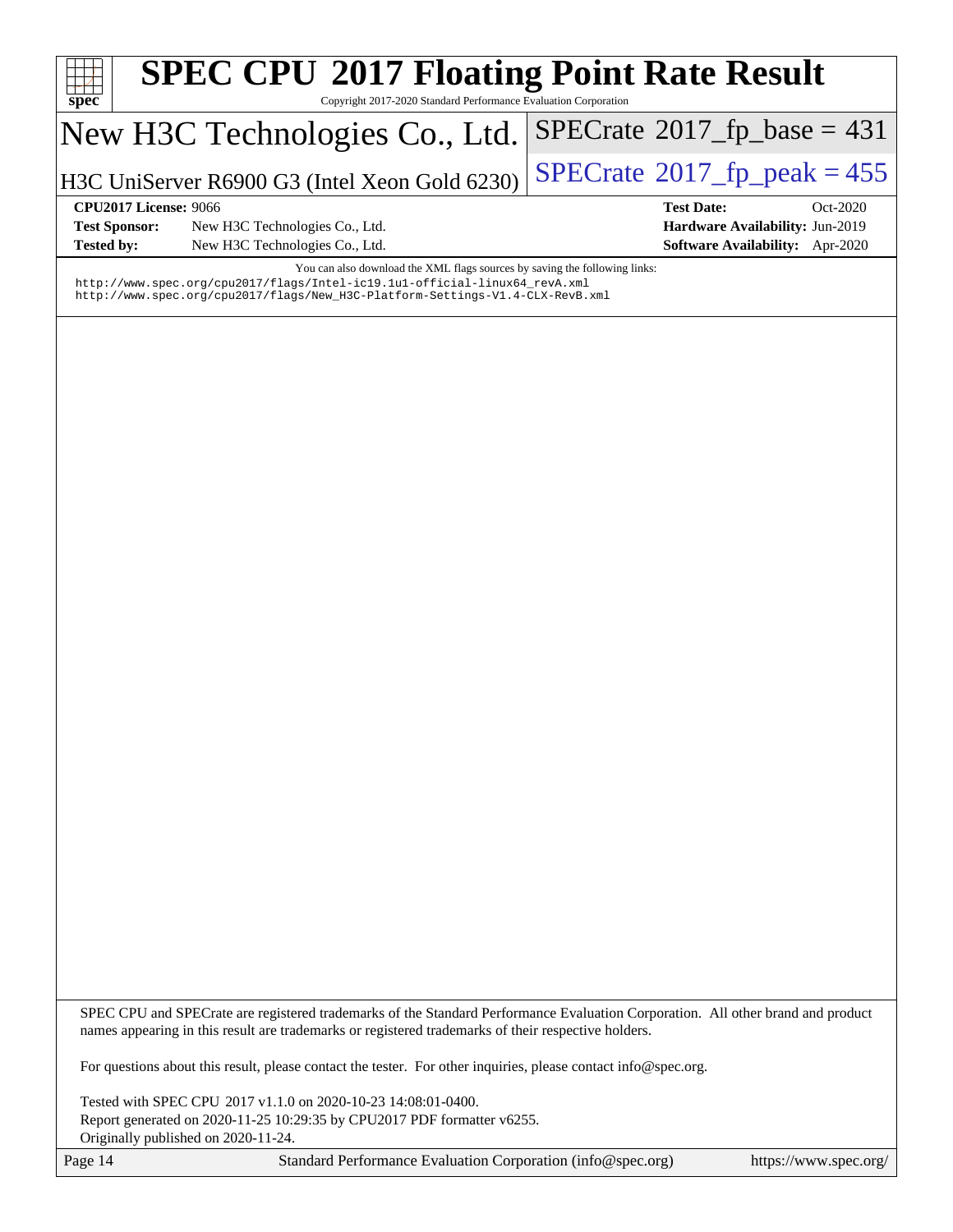You can also download the XML flags sources by saving the following links:
http://www.spec.org/cpu2017/flags/Intel-ic19.1u1-official-linux64_revA.xml
http://www.spec.org/cpu2017/flags/New_H3C-Platform-Settings-V1.4-CLX-RevB.xml

SPEC CPU and SPECrate are registered trademarks of the Standard Performance Evaluation Corporation. All other brand and product names appearing in this result are trademarks or registered trademarks of their respective holders.

For questions about this result, please contact the tester. For other inquiries, please contact info@spec.org.

Tested with SPEC CPU 2017 v1.1.0 on 2020-10-23 14:08:01-0400.
Report generated on 2020-11-25 10:29:35 by CPU2017 PDF formatter v6255.
Originally published on 2020-11-24.